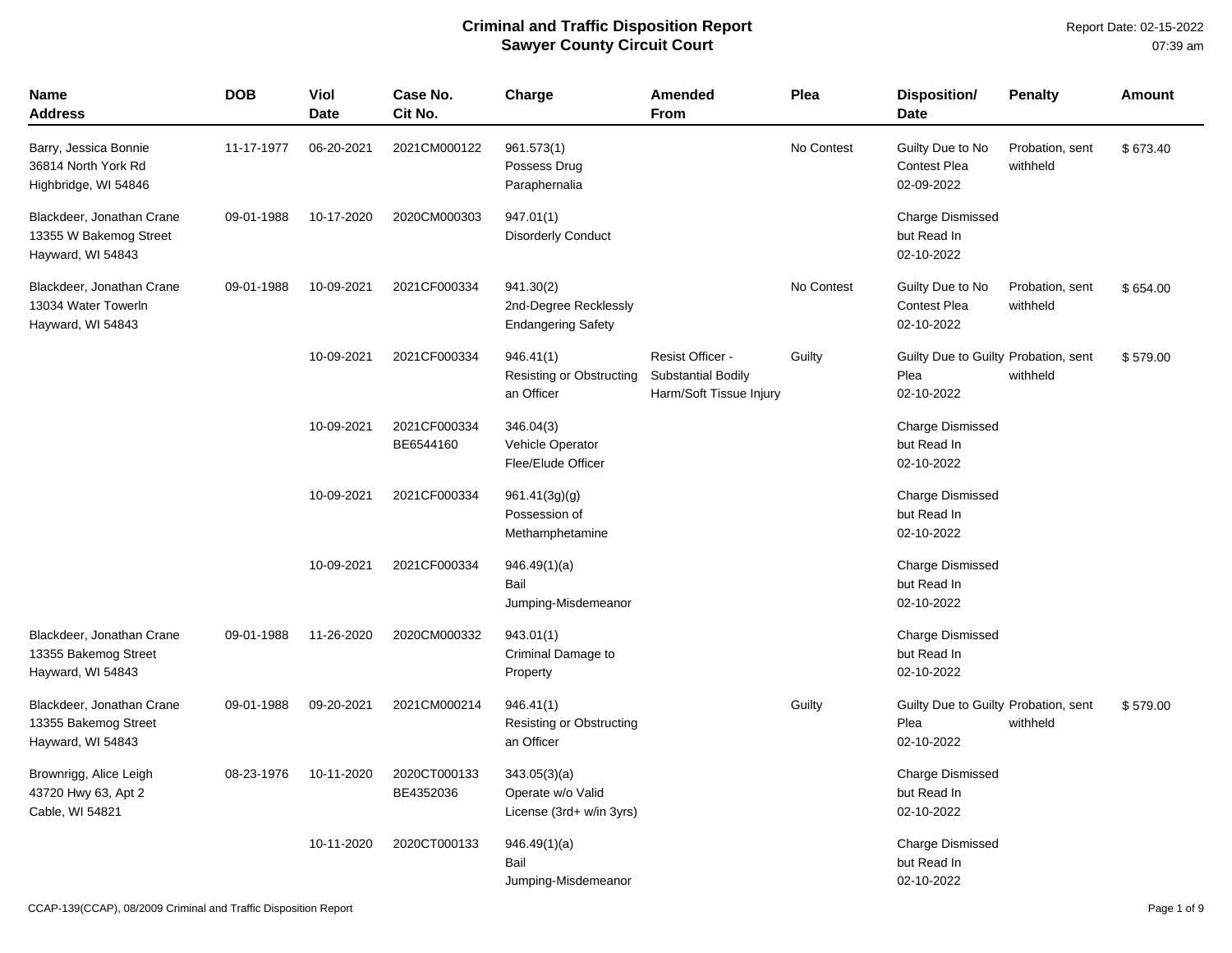# Criminal and Traffic Disposition Report
## Sawyer County Circuit Court

Report Date: 02-15-2022
07:39 am

| Name<br>Address | DOB | Viol<br>Date | Case No.<br>Cit No. | Charge | Amended<br>From | Plea | Disposition/<br>Date | Penalty | Amount |
|---|---|---|---|---|---|---|---|---|---|
| Barry, Jessica Bonnie<br>36814 North York Rd<br>Highbridge, WI 54846 | 11-17-1977 | 06-20-2021 | 2021CM000122 | 961.573(1)<br>Possess Drug Paraphernalia | | No Contest | Guilty Due to No Contest Plea<br>02-09-2022 | Probation, sent withheld | $ 673.40 |
| Blackdeer, Jonathan Crane<br>13355 W Bakemog Street<br>Hayward, WI 54843 | 09-01-1988 | 10-17-2020 | 2020CM000303 | 947.01(1)<br>Disorderly Conduct | | | Charge Dismissed but Read In<br>02-10-2022 | | |
| Blackdeer, Jonathan Crane<br>13034 Water Towerln<br>Hayward, WI 54843 | 09-01-1988 | 10-09-2021 | 2021CF000334 | 941.30(2)<br>2nd-Degree Recklessly Endangering Safety | | No Contest | Guilty Due to No Contest Plea<br>02-10-2022 | Probation, sent withheld | $ 654.00 |
| | | 10-09-2021 | 2021CF000334 | 946.41(1)<br>Resisting or Obstructing an Officer | Resist Officer - Substantial Bodily Harm/Soft Tissue Injury | Guilty | Guilty Due to Guilty Plea<br>02-10-2022 | Probation, sent withheld | $ 579.00 |
| | | 10-09-2021 | 2021CF000334<br>BE6544160 | 346.04(3)<br>Vehicle Operator Flee/Elude Officer | | | Charge Dismissed but Read In<br>02-10-2022 | | |
| | | 10-09-2021 | 2021CF000334 | 961.41(3g)(g)<br>Possession of Methamphetamine | | | Charge Dismissed but Read In<br>02-10-2022 | | |
| | | 10-09-2021 | 2021CF000334 | 946.49(1)(a)<br>Bail Jumping-Misdemeanor | | | Charge Dismissed but Read In<br>02-10-2022 | | |
| Blackdeer, Jonathan Crane<br>13355 Bakemog Street<br>Hayward, WI 54843 | 09-01-1988 | 11-26-2020 | 2020CM000332 | 943.01(1)<br>Criminal Damage to Property | | | Charge Dismissed but Read In<br>02-10-2022 | | |
| Blackdeer, Jonathan Crane<br>13355 Bakemog Street<br>Hayward, WI 54843 | 09-01-1988 | 09-20-2021 | 2021CM000214 | 946.41(1)<br>Resisting or Obstructing an Officer | | Guilty | Guilty Due to Guilty Plea<br>02-10-2022 | Probation, sent withheld | $ 579.00 |
| Brownrigg, Alice Leigh<br>43720 Hwy 63, Apt 2<br>Cable, WI 54821 | 08-23-1976 | 10-11-2020 | 2020CT000133<br>BE4352036 | 343.05(3)(a)<br>Operate w/o Valid License (3rd+ w/in 3yrs) | | | Charge Dismissed but Read In<br>02-10-2022 | | |
| | | 10-11-2020 | 2020CT000133 | 946.49(1)(a)<br>Bail Jumping-Misdemeanor | | | Charge Dismissed but Read In<br>02-10-2022 | | |

CCAP-139(CCAP), 08/2009 Criminal and Traffic Disposition Report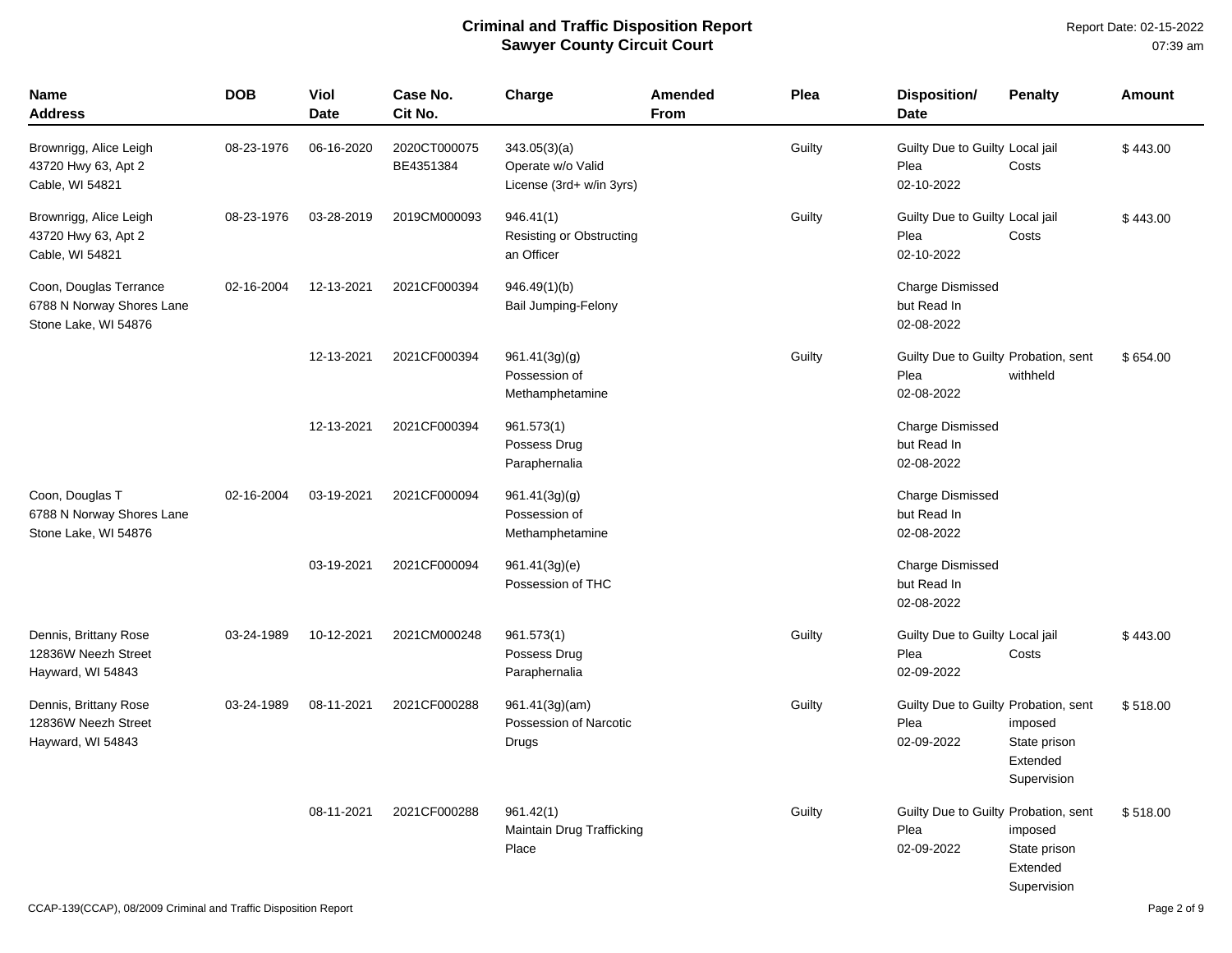# Criminal and Traffic Disposition Report
## Sawyer County Circuit Court

Report Date: 02-15-2022
07:39 am

| Name<br>Address | DOB | Viol<br>Date | Case No.<br>Cit No. | Charge | Amended<br>From | Plea | Disposition/<br>Date | Penalty | Amount |
|---|---|---|---|---|---|---|---|---|---|
| Brownrigg, Alice Leigh<br>43720 Hwy 63, Apt 2<br>Cable, WI 54821 | 08-23-1976 | 06-16-2020 | 2020CT000075<br>BE4351384 | 343.05(3)(a)<br>Operate w/o Valid License (3rd+ w/in 3yrs) | | Guilty | Guilty Due to Guilty Plea<br>02-10-2022 | Local jail<br>Costs | $ 443.00 |
| Brownrigg, Alice Leigh<br>43720 Hwy 63, Apt 2<br>Cable, WI 54821 | 08-23-1976 | 03-28-2019 | 2019CM000093 | 946.41(1)<br>Resisting or Obstructing an Officer | | Guilty | Guilty Due to Guilty Plea<br>02-10-2022 | Local jail<br>Costs | $ 443.00 |
| Coon, Douglas Terrance<br>6788 N Norway Shores Lane<br>Stone Lake, WI 54876 | 02-16-2004 | 12-13-2021 | 2021CF000394 | 946.49(1)(b)<br>Bail Jumping-Felony | | | Charge Dismissed but Read In<br>02-08-2022 | | |
| | | 12-13-2021 | 2021CF000394 | 961.41(3g)(g)<br>Possession of Methamphetamine | | Guilty | Guilty Due to Guilty Plea<br>02-08-2022 | Probation, sent withheld | $ 654.00 |
| | | 12-13-2021 | 2021CF000394 | 961.573(1)<br>Possess Drug Paraphernalia | | | Charge Dismissed but Read In<br>02-08-2022 | | |
| Coon, Douglas T<br>6788 N Norway Shores Lane<br>Stone Lake, WI 54876 | 02-16-2004 | 03-19-2021 | 2021CF000094 | 961.41(3g)(g)<br>Possession of Methamphetamine | | | Charge Dismissed but Read In<br>02-08-2022 | | |
| | | 03-19-2021 | 2021CF000094 | 961.41(3g)(e)<br>Possession of THC | | | Charge Dismissed but Read In<br>02-08-2022 | | |
| Dennis, Brittany Rose<br>12836W Neezh Street<br>Hayward, WI 54843 | 03-24-1989 | 10-12-2021 | 2021CM000248 | 961.573(1)<br>Possess Drug Paraphernalia | | Guilty | Guilty Due to Guilty Plea<br>02-09-2022 | Local jail<br>Costs | $ 443.00 |
| Dennis, Brittany Rose<br>12836W Neezh Street<br>Hayward, WI 54843 | 03-24-1989 | 08-11-2021 | 2021CF000288 | 961.41(3g)(am)<br>Possession of Narcotic Drugs | | Guilty | Guilty Due to Guilty Plea<br>02-09-2022 | Probation, sent imposed<br>State prison<br>Extended Supervision | $ 518.00 |
| | | 08-11-2021 | 2021CF000288 | 961.42(1)<br>Maintain Drug Trafficking Place | | Guilty | Guilty Due to Guilty Plea<br>02-09-2022 | Probation, sent imposed<br>State prison<br>Extended Supervision | $ 518.00 |

CCAP-139(CCAP), 08/2009 Criminal and Traffic Disposition Report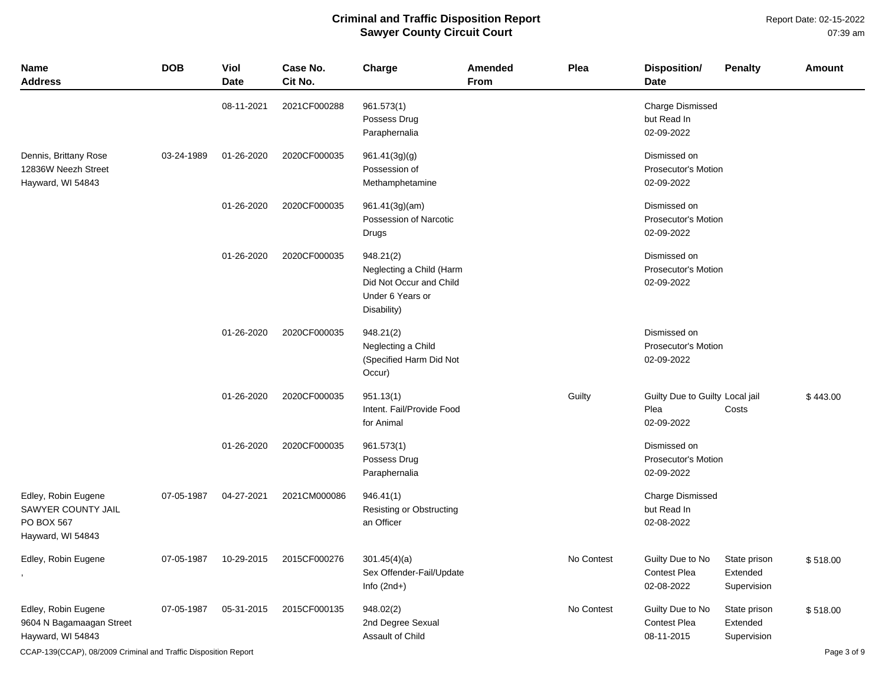# Criminal and Traffic Disposition Report
## Sawyer County Circuit Court

Report Date: 02-15-2022
07:39 am

| Name Address | DOB | Viol Date | Case No. Cit No. | Charge | Amended From | Plea | Disposition/ Date | Penalty | Amount |
|---|---|---|---|---|---|---|---|---|---|
| | | 08-11-2021 | 2021CF000288 | 961.573(1) Possess Drug Paraphernalia | | | Charge Dismissed but Read In 02-09-2022 | | |
| Dennis, Brittany Rose 12836W Neezh Street Hayward, WI 54843 | 03-24-1989 | 01-26-2020 | 2020CF000035 | 961.41(3g)(g) Possession of Methamphetamine | | | Dismissed on Prosecutor's Motion 02-09-2022 | | |
| | | 01-26-2020 | 2020CF000035 | 961.41(3g)(am) Possession of Narcotic Drugs | | | Dismissed on Prosecutor's Motion 02-09-2022 | | |
| | | 01-26-2020 | 2020CF000035 | 948.21(2) Neglecting a Child (Harm Did Not Occur and Child Under 6 Years or Disability) | | | Dismissed on Prosecutor's Motion 02-09-2022 | | |
| | | 01-26-2020 | 2020CF000035 | 948.21(2) Neglecting a Child (Specified Harm Did Not Occur) | | | Dismissed on Prosecutor's Motion 02-09-2022 | | |
| | | 01-26-2020 | 2020CF000035 | 951.13(1) Intent. Fail/Provide Food for Animal | | Guilty | Guilty Due to Guilty Plea 02-09-2022 | Local jail Costs | $ 443.00 |
| | | 01-26-2020 | 2020CF000035 | 961.573(1) Possess Drug Paraphernalia | | | Dismissed on Prosecutor's Motion 02-09-2022 | | |
| Edley, Robin Eugene SAWYER COUNTY JAIL PO BOX 567 Hayward, WI 54843 | 07-05-1987 | 04-27-2021 | 2021CM000086 | 946.41(1) Resisting or Obstructing an Officer | | | Charge Dismissed but Read In 02-08-2022 | | |
| Edley, Robin Eugene , | 07-05-1987 | 10-29-2015 | 2015CF000276 | 301.45(4)(a) Sex Offender-Fail/Update Info (2nd+) | | No Contest | Guilty Due to No Contest Plea 02-08-2022 | State prison Extended Supervision | $ 518.00 |
| Edley, Robin Eugene 9604 N Bagamaagan Street Hayward, WI 54843 | 07-05-1987 | 05-31-2015 | 2015CF000135 | 948.02(2) 2nd Degree Sexual Assault of Child | | No Contest | Guilty Due to No Contest Plea 08-11-2015 | State prison Extended Supervision | $ 518.00 |

CCAP-139(CCAP), 08/2009 Criminal and Traffic Disposition Report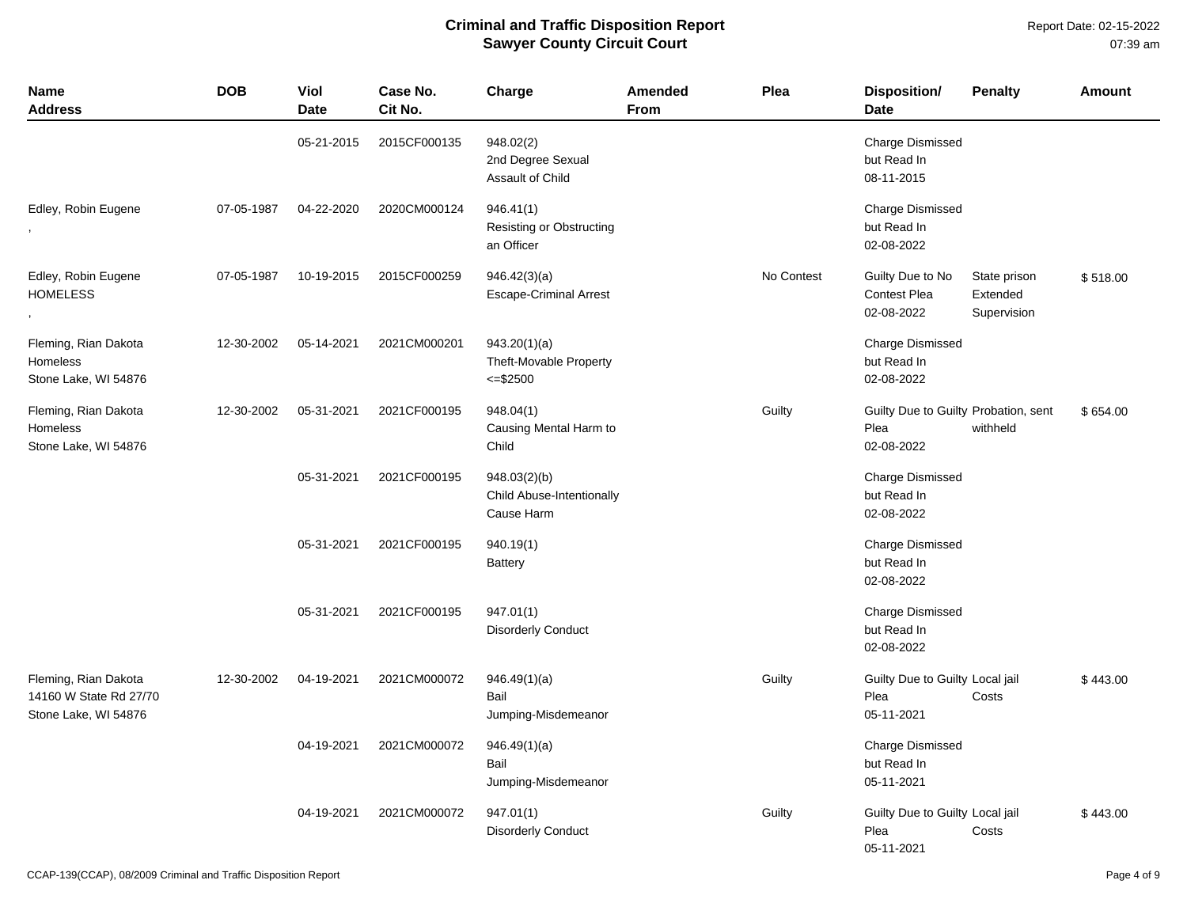# Criminal and Traffic Disposition Report
## Sawyer County Circuit Court

Report Date: 02-15-2022 07:39 am

| Name Address | DOB | Viol Date | Case No. Cit No. | Charge | Amended From | Plea | Disposition/ Date | Penalty | Amount |
|---|---|---|---|---|---|---|---|---|---|
| | | 05-21-2015 | 2015CF000135 | 948.02(2) 2nd Degree Sexual Assault of Child | | | Charge Dismissed but Read In 08-11-2015 | | |
| Edley, Robin Eugene , | 07-05-1987 | 04-22-2020 | 2020CM000124 | 946.41(1) Resisting or Obstructing an Officer | | | Charge Dismissed but Read In 02-08-2022 | | |
| Edley, Robin Eugene HOMELESS , | 07-05-1987 | 10-19-2015 | 2015CF000259 | 946.42(3)(a) Escape-Criminal Arrest | | No Contest | Guilty Due to No Contest Plea 02-08-2022 | State prison Extended Supervision | $ 518.00 |
| Fleming, Rian Dakota Homeless Stone Lake, WI 54876 | 12-30-2002 | 05-14-2021 | 2021CM000201 | 943.20(1)(a) Theft-Movable Property <=$2500 | | | Charge Dismissed but Read In 02-08-2022 | | |
| Fleming, Rian Dakota Homeless Stone Lake, WI 54876 | 12-30-2002 | 05-31-2021 | 2021CF000195 | 948.04(1) Causing Mental Harm to Child | | Guilty | Guilty Due to Guilty Plea 02-08-2022 | Probation, sent withheld | $ 654.00 |
| | | 05-31-2021 | 2021CF000195 | 948.03(2)(b) Child Abuse-Intentionally Cause Harm | | | Charge Dismissed but Read In 02-08-2022 | | |
| | | 05-31-2021 | 2021CF000195 | 940.19(1) Battery | | | Charge Dismissed but Read In 02-08-2022 | | |
| | | 05-31-2021 | 2021CF000195 | 947.01(1) Disorderly Conduct | | | Charge Dismissed but Read In 02-08-2022 | | |
| Fleming, Rian Dakota 14160 W State Rd 27/70 Stone Lake, WI 54876 | 12-30-2002 | 04-19-2021 | 2021CM000072 | 946.49(1)(a) Bail Jumping-Misdemeanor | | Guilty | Guilty Due to Guilty Plea 05-11-2021 | Local jail Costs | $ 443.00 |
| | | 04-19-2021 | 2021CM000072 | 946.49(1)(a) Bail Jumping-Misdemeanor | | | Charge Dismissed but Read In 05-11-2021 | | |
| | | 04-19-2021 | 2021CM000072 | 947.01(1) Disorderly Conduct | | Guilty | Guilty Due to Guilty Plea 05-11-2021 | Local jail Costs | $ 443.00 |

CCAP-139(CCAP), 08/2009 Criminal and Traffic Disposition Report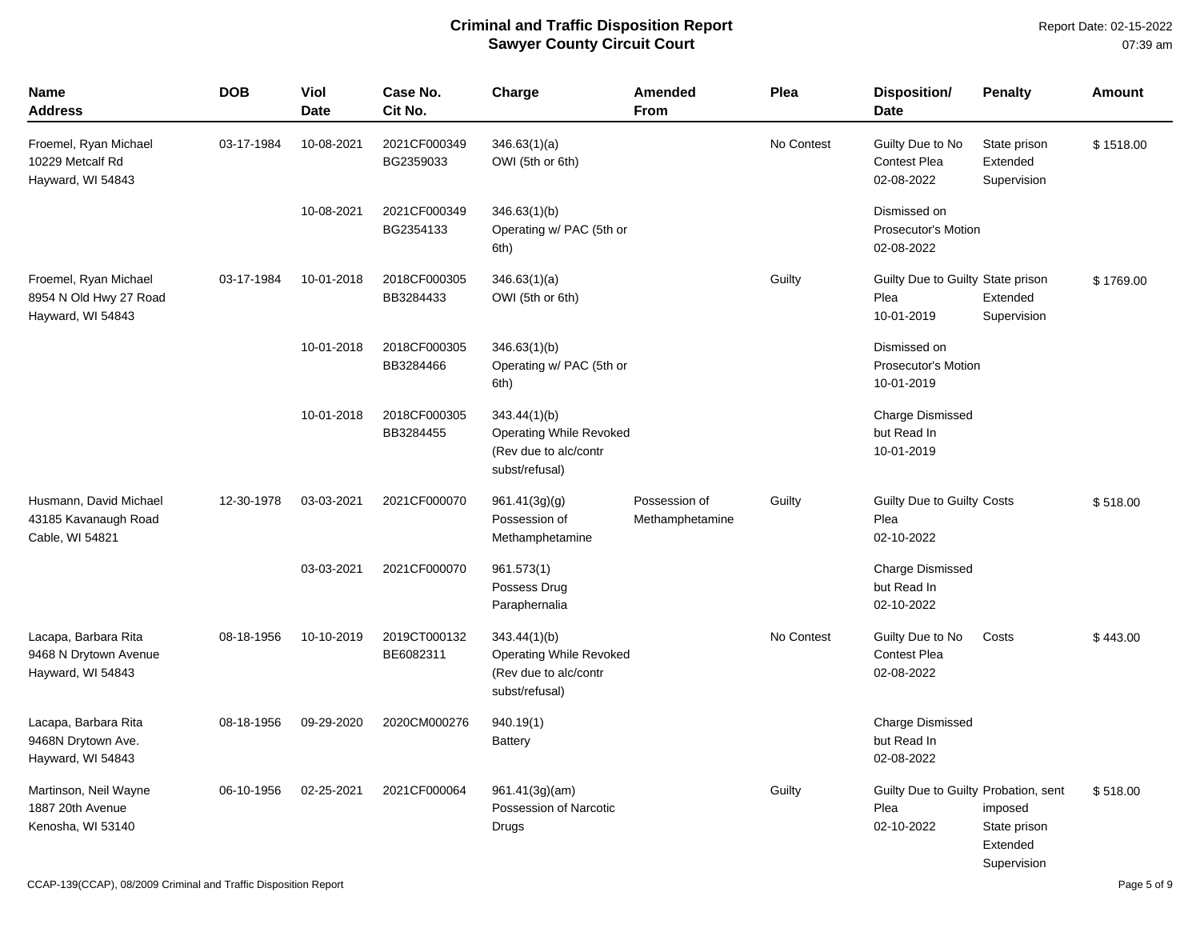# Criminal and Traffic Disposition Report
## Sawyer County Circuit Court

Report Date: 02-15-2022
07:39 am

| Name<br>Address | DOB | Viol<br>Date | Case No.<br>Cit No. | Charge | Amended<br>From | Plea | Disposition/<br>Date | Penalty | Amount |
|---|---|---|---|---|---|---|---|---|---|
| Froemel, Ryan Michael<br>10229 Metcalf Rd<br>Hayward, WI 54843 | 03-17-1984 | 10-08-2021 | 2021CF000349<br>BG2359033 | 346.63(1)(a)<br>OWI (5th or 6th) | | No Contest | Guilty Due to No Contest Plea<br>02-08-2022 | State prison<br>Extended Supervision | $ 1518.00 |
| | | 10-08-2021 | 2021CF000349<br>BG2354133 | 346.63(1)(b)<br>Operating w/ PAC (5th or 6th) | | | Dismissed on Prosecutor's Motion<br>02-08-2022 | | |
| Froemel, Ryan Michael<br>8954 N Old Hwy 27 Road<br>Hayward, WI 54843 | 03-17-1984 | 10-01-2018 | 2018CF000305<br>BB3284433 | 346.63(1)(a)<br>OWI (5th or 6th) | | Guilty | Guilty Due to Guilty Plea<br>10-01-2019 | State prison<br>Extended Supervision | $ 1769.00 |
| | | 10-01-2018 | 2018CF000305<br>BB3284466 | 346.63(1)(b)<br>Operating w/ PAC (5th or 6th) | | | Dismissed on Prosecutor's Motion<br>10-01-2019 | | |
| | | 10-01-2018 | 2018CF000305<br>BB3284455 | 343.44(1)(b)<br>Operating While Revoked (Rev due to alc/contr subst/refusal) | | | Charge Dismissed but Read In<br>10-01-2019 | | |
| Husmann, David Michael<br>43185 Kavanaugh Road<br>Cable, WI 54821 | 12-30-1978 | 03-03-2021 | 2021CF000070 | 961.41(3g)(g)<br>Possession of Methamphetamine | Possession of Methamphetamine | Guilty | Guilty Due to Guilty Plea<br>02-10-2022 | Costs | $ 518.00 |
| | | 03-03-2021 | 2021CF000070 | 961.573(1)<br>Possess Drug Paraphernalia | | | Charge Dismissed but Read In<br>02-10-2022 | | |
| Lacapa, Barbara Rita<br>9468 N Drytown Avenue<br>Hayward, WI 54843 | 08-18-1956 | 10-10-2019 | 2019CT000132<br>BE6082311 | 343.44(1)(b)<br>Operating While Revoked (Rev due to alc/contr subst/refusal) | | No Contest | Guilty Due to No Contest Plea<br>02-08-2022 | Costs | $ 443.00 |
| Lacapa, Barbara Rita<br>9468N Drytown Ave.<br>Hayward, WI 54843 | 08-18-1956 | 09-29-2020 | 2020CM000276 | 940.19(1)<br>Battery | | | Charge Dismissed but Read In<br>02-08-2022 | | |
| Martinson, Neil Wayne<br>1887 20th Avenue<br>Kenosha, WI 53140 | 06-10-1956 | 02-25-2021 | 2021CF000064 | 961.41(3g)(am)<br>Possession of Narcotic Drugs | | Guilty | Guilty Due to Guilty Plea<br>02-10-2022 | Probation, sent imposed<br>State prison<br>Extended Supervision | $ 518.00 |

CCAP-139(CCAP), 08/2009 Criminal and Traffic Disposition Report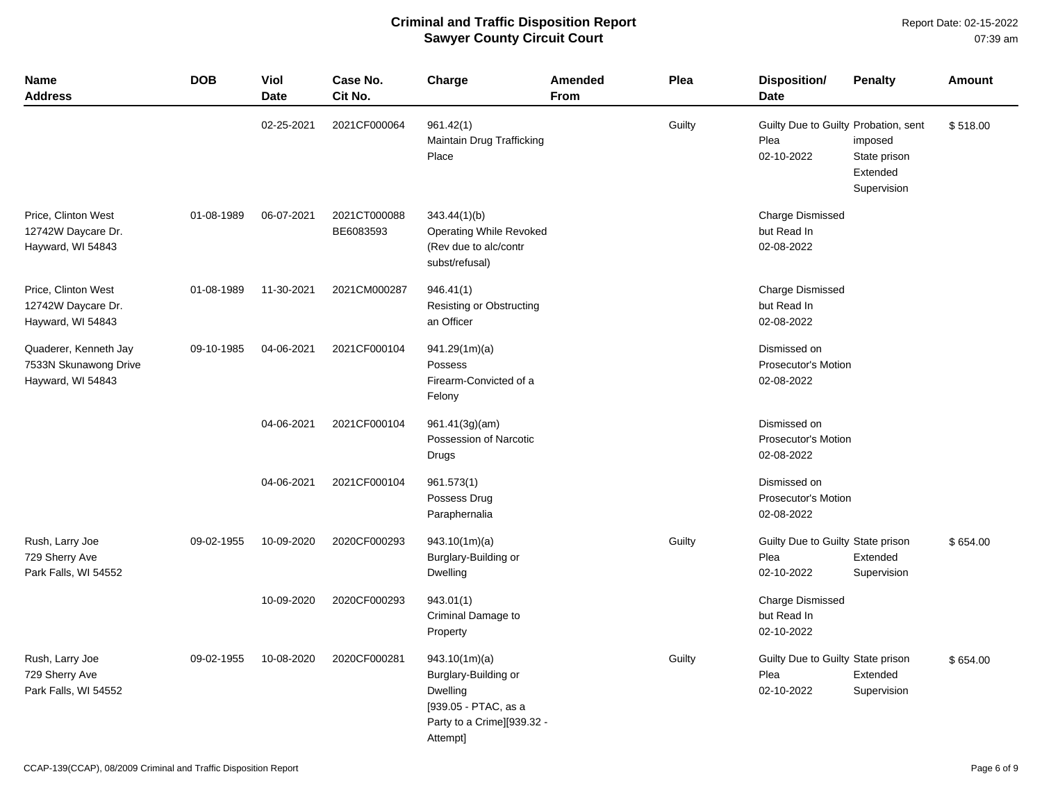# Criminal and Traffic Disposition Report
## Sawyer County Circuit Court

Report Date: 02-15-2022
07:39 am

| Name Address | DOB | Viol Date | Case No. Cit No. | Charge | Amended From | Plea | Disposition/ Date | Penalty | Amount |
|---|---|---|---|---|---|---|---|---|---|
| | | 02-25-2021 | 2021CF000064 | 961.42(1) Maintain Drug Trafficking Place | | Guilty | Guilty Due to Guilty Plea 02-10-2022 | Probation, sent imposed State prison Extended Supervision | $ 518.00 |
| Price, Clinton West 12742W Daycare Dr. Hayward, WI 54843 | 01-08-1989 | 06-07-2021 | 2021CT000088 BE6083593 | 343.44(1)(b) Operating While Revoked (Rev due to alc/contr subst/refusal) | | | Charge Dismissed but Read In 02-08-2022 | | |
| Price, Clinton West 12742W Daycare Dr. Hayward, WI 54843 | 01-08-1989 | 11-30-2021 | 2021CM000287 | 946.41(1) Resisting or Obstructing an Officer | | | Charge Dismissed but Read In 02-08-2022 | | |
| Quaderer, Kenneth Jay 7533N Skunawong Drive Hayward, WI 54843 | 09-10-1985 | 04-06-2021 | 2021CF000104 | 941.29(1m)(a) Possess Firearm-Convicted of a Felony | | | Dismissed on Prosecutor's Motion 02-08-2022 | | |
| | | 04-06-2021 | 2021CF000104 | 961.41(3g)(am) Possession of Narcotic Drugs | | | Dismissed on Prosecutor's Motion 02-08-2022 | | |
| | | 04-06-2021 | 2021CF000104 | 961.573(1) Possess Drug Paraphernalia | | | Dismissed on Prosecutor's Motion 02-08-2022 | | |
| Rush, Larry Joe 729 Sherry Ave Park Falls, WI 54552 | 09-02-1955 | 10-09-2020 | 2020CF000293 | 943.10(1m)(a) Burglary-Building or Dwelling | | Guilty | Guilty Due to Guilty Plea 02-10-2022 | State prison Extended Supervision | $ 654.00 |
| | | 10-09-2020 | 2020CF000293 | 943.01(1) Criminal Damage to Property | | | Charge Dismissed but Read In 02-10-2022 | | |
| Rush, Larry Joe 729 Sherry Ave Park Falls, WI 54552 | 09-02-1955 | 10-08-2020 | 2020CF000281 | 943.10(1m)(a) Burglary-Building or Dwelling [939.05 - PTAC, as a Party to a Crime][939.32 - Attempt] | | Guilty | Guilty Due to Guilty Plea 02-10-2022 | State prison Extended Supervision | $ 654.00 |

CCAP-139(CCAP), 08/2009 Criminal and Traffic Disposition Report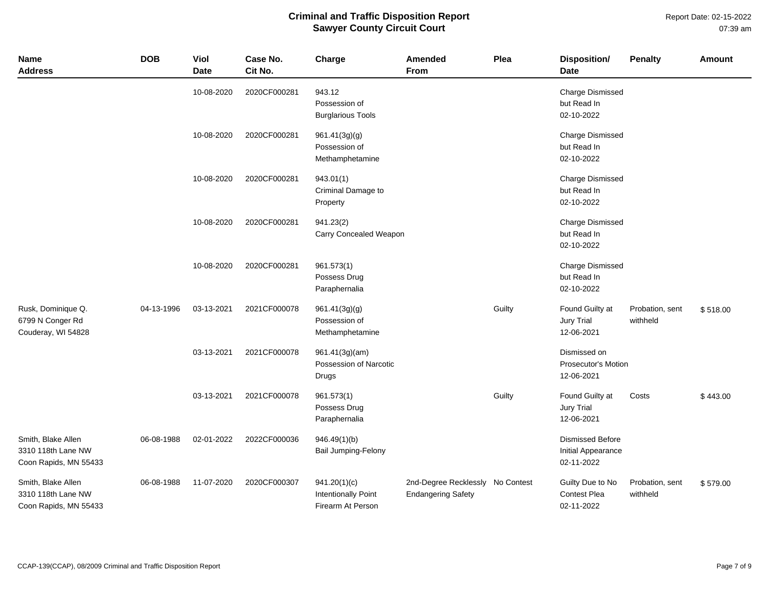# Criminal and Traffic Disposition Report
## Sawyer County Circuit Court

Report Date: 02-15-2022
07:39 am

| Name Address | DOB | Viol Date | Case No. Cit No. | Charge | Amended From | Plea | Disposition/ Date | Penalty | Amount |
|---|---|---|---|---|---|---|---|---|---|
| | | 10-08-2020 | 2020CF000281 | 943.12 Possession of Burglarious Tools | | | Charge Dismissed but Read In 02-10-2022 | | |
| | | 10-08-2020 | 2020CF000281 | 961.41(3g)(g) Possession of Methamphetamine | | | Charge Dismissed but Read In 02-10-2022 | | |
| | | 10-08-2020 | 2020CF000281 | 943.01(1) Criminal Damage to Property | | | Charge Dismissed but Read In 02-10-2022 | | |
| | | 10-08-2020 | 2020CF000281 | 941.23(2) Carry Concealed Weapon | | | Charge Dismissed but Read In 02-10-2022 | | |
| | | 10-08-2020 | 2020CF000281 | 961.573(1) Possess Drug Paraphernalia | | | Charge Dismissed but Read In 02-10-2022 | | |
| Rusk, Dominique Q. 6799 N Conger Rd Couderay, WI 54828 | 04-13-1996 | 03-13-2021 | 2021CF000078 | 961.41(3g)(g) Possession of Methamphetamine | | Guilty | Found Guilty at Jury Trial 12-06-2021 | Probation, sent withheld | $ 518.00 |
| | | 03-13-2021 | 2021CF000078 | 961.41(3g)(am) Possession of Narcotic Drugs | | | Dismissed on Prosecutor's Motion 12-06-2021 | | |
| | | 03-13-2021 | 2021CF000078 | 961.573(1) Possess Drug Paraphernalia | | Guilty | Found Guilty at Jury Trial 12-06-2021 | Costs | $ 443.00 |
| Smith, Blake Allen 3310 118th Lane NW Coon Rapids, MN 55433 | 06-08-1988 | 02-01-2022 | 2022CF000036 | 946.49(1)(b) Bail Jumping-Felony | | | Dismissed Before Initial Appearance 02-11-2022 | | |
| Smith, Blake Allen 3310 118th Lane NW Coon Rapids, MN 55433 | 06-08-1988 | 11-07-2020 | 2020CF000307 | 941.20(1)(c) Intentionally Point Firearm At Person | 2nd-Degree Recklessly Endangering Safety | No Contest | Guilty Due to No Contest Plea 02-11-2022 | Probation, sent withheld | $ 579.00 |

CCAP-139(CCAP), 08/2009 Criminal and Traffic Disposition Report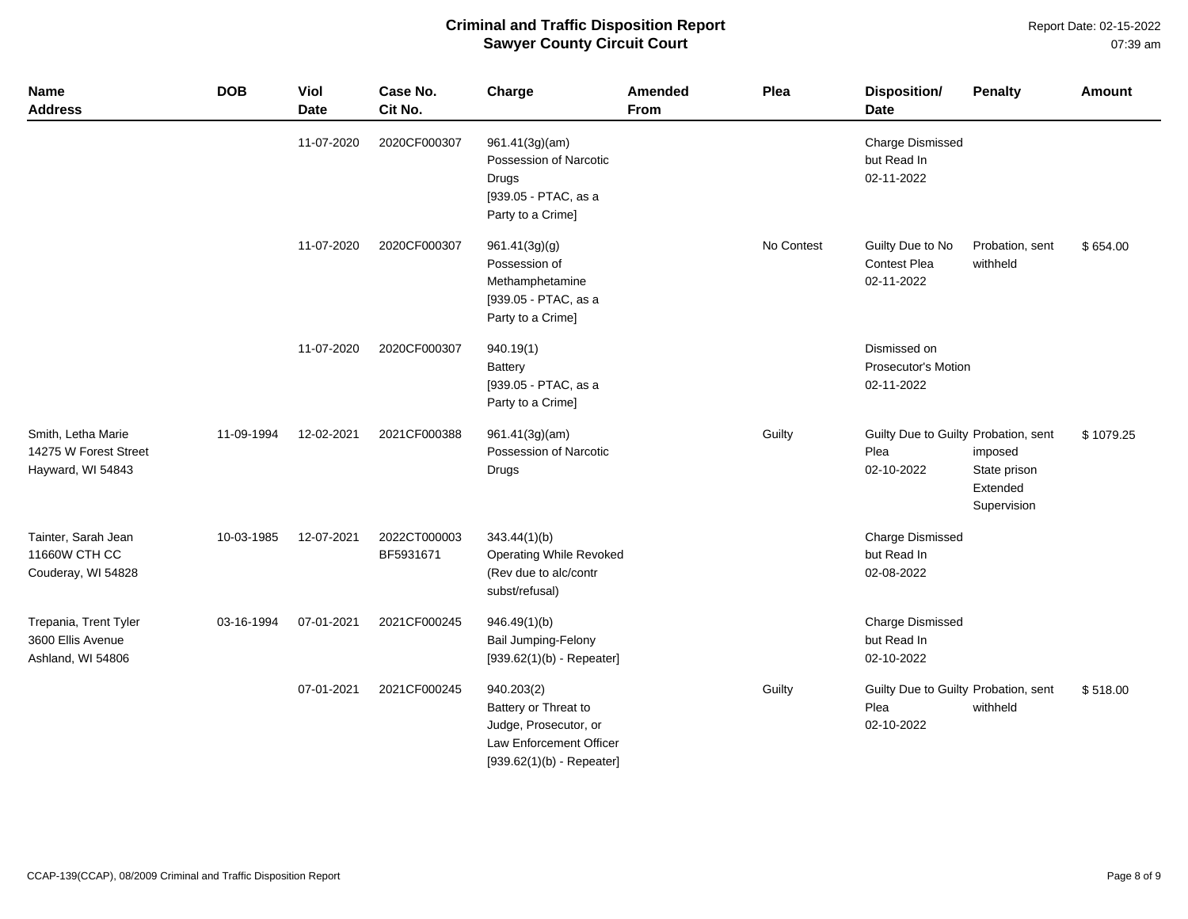# Criminal and Traffic Disposition Report
## Sawyer County Circuit Court

Report Date: 02-15-2022
07:39 am

| Name<br>Address | DOB | Viol Date | Case No.<br>Cit No. | Charge | Amended From | Plea | Disposition/<br>Date | Penalty | Amount |
|---|---|---|---|---|---|---|---|---|---|
| | | 11-07-2020 | 2020CF000307 | 961.41(3g)(am)<br>Possession of Narcotic Drugs<br>[939.05 - PTAC, as a Party to a Crime] | | | Charge Dismissed but Read In<br>02-11-2022 | | |
| | | 11-07-2020 | 2020CF000307 | 961.41(3g)(g)<br>Possession of Methamphetamine<br>[939.05 - PTAC, as a Party to a Crime] | | No Contest | Guilty Due to No Contest Plea<br>02-11-2022 | Probation, sent withheld | $ 654.00 |
| | | 11-07-2020 | 2020CF000307 | 940.19(1)<br>Battery<br>[939.05 - PTAC, as a Party to a Crime] | | | Dismissed on Prosecutor's Motion<br>02-11-2022 | | |
| Smith, Letha Marie<br>14275 W Forest Street<br>Hayward, WI 54843 | 11-09-1994 | 12-02-2021 | 2021CF000388 | 961.41(3g)(am)<br>Possession of Narcotic Drugs | | Guilty | Guilty Due to Guilty Plea<br>02-10-2022 | Probation, sent imposed<br>State prison<br>Extended Supervision | $ 1079.25 |
| Tainter, Sarah Jean<br>11660W CTH CC<br>Couderay, WI 54828 | 10-03-1985 | 12-07-2021 | 2022CT000003<br>BF5931671 | 343.44(1)(b)<br>Operating While Revoked (Rev due to alc/contr subst/refusal) | | | Charge Dismissed but Read In<br>02-08-2022 | | |
| Trepania, Trent Tyler<br>3600 Ellis Avenue<br>Ashland, WI 54806 | 03-16-1994 | 07-01-2021 | 2021CF000245 | 946.49(1)(b)<br>Bail Jumping-Felony<br>[939.62(1)(b) - Repeater] | | | Charge Dismissed but Read In<br>02-10-2022 | | |
| | | 07-01-2021 | 2021CF000245 | 940.203(2)<br>Battery or Threat to Judge, Prosecutor, or Law Enforcement Officer<br>[939.62(1)(b) - Repeater] | | Guilty | Guilty Due to Guilty Plea<br>02-10-2022 | Probation, sent withheld | $ 518.00 |

CCAP-139(CCAP), 08/2009 Criminal and Traffic Disposition Report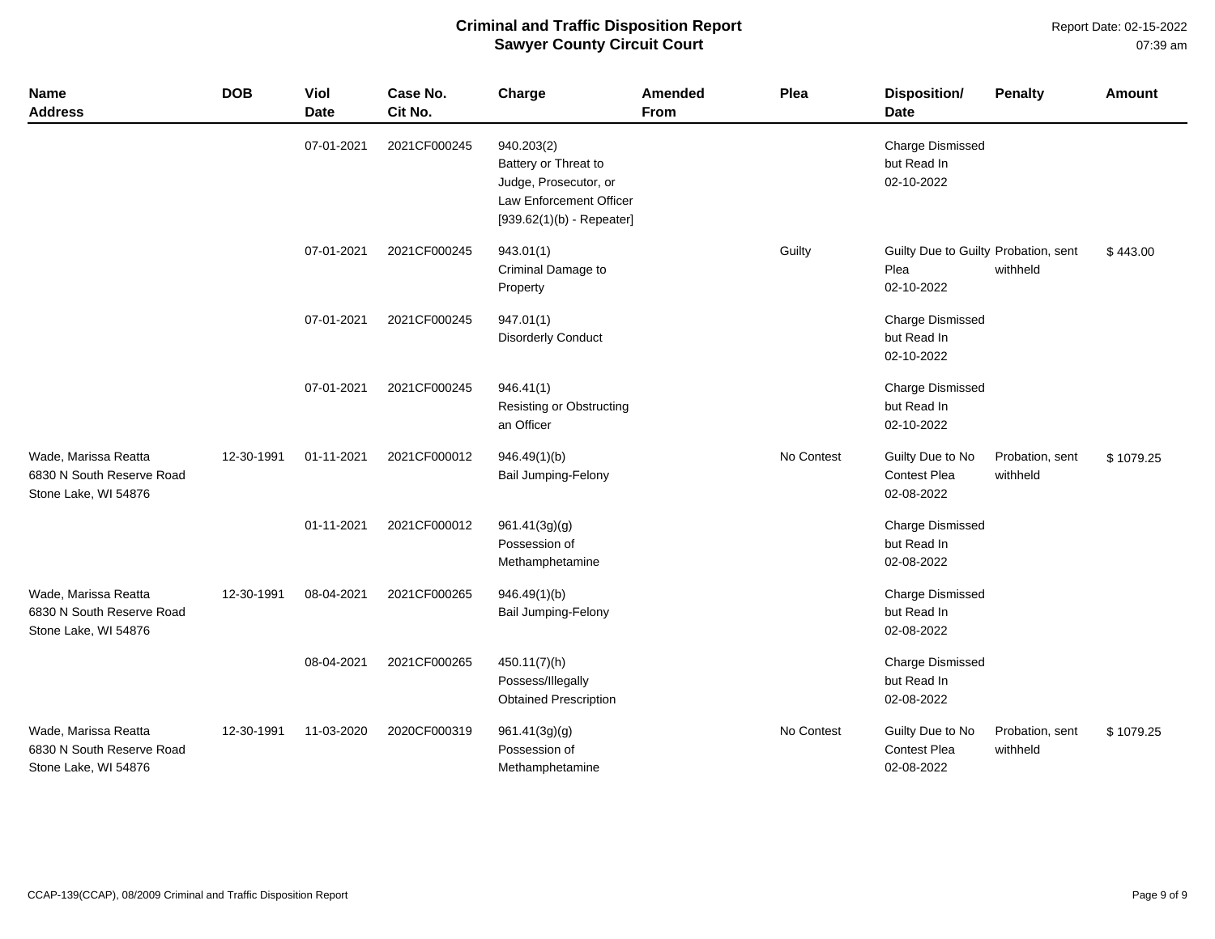# Criminal and Traffic Disposition Report
## Sawyer County Circuit Court

Report Date: 02-15-2022
07:39 am

| Name Address | DOB | Viol Date | Case No. Cit No. | Charge | Amended From | Plea | Disposition/ Date | Penalty | Amount |
|---|---|---|---|---|---|---|---|---|---|
| | | 07-01-2021 | 2021CF000245 | 940.203(2) Battery or Threat to Judge, Prosecutor, or Law Enforcement Officer [939.62(1)(b) - Repeater] | | | Charge Dismissed but Read In 02-10-2022 | | |
| | | 07-01-2021 | 2021CF000245 | 943.01(1) Criminal Damage to Property | | Guilty | Guilty Due to Guilty Plea 02-10-2022 | Probation, sent withheld | $ 443.00 |
| | | 07-01-2021 | 2021CF000245 | 947.01(1) Disorderly Conduct | | | Charge Dismissed but Read In 02-10-2022 | | |
| | | 07-01-2021 | 2021CF000245 | 946.41(1) Resisting or Obstructing an Officer | | | Charge Dismissed but Read In 02-10-2022 | | |
| Wade, Marissa Reatta 6830 N South Reserve Road Stone Lake, WI 54876 | 12-30-1991 | 01-11-2021 | 2021CF000012 | 946.49(1)(b) Bail Jumping-Felony | | No Contest | Guilty Due to No Contest Plea 02-08-2022 | Probation, sent withheld | $ 1079.25 |
| | | 01-11-2021 | 2021CF000012 | 961.41(3g)(g) Possession of Methamphetamine | | | Charge Dismissed but Read In 02-08-2022 | | |
| Wade, Marissa Reatta 6830 N South Reserve Road Stone Lake, WI 54876 | 12-30-1991 | 08-04-2021 | 2021CF000265 | 946.49(1)(b) Bail Jumping-Felony | | | Charge Dismissed but Read In 02-08-2022 | | |
| | | 08-04-2021 | 2021CF000265 | 450.11(7)(h) Possess/Illegally Obtained Prescription | | | Charge Dismissed but Read In 02-08-2022 | | |
| Wade, Marissa Reatta 6830 N South Reserve Road Stone Lake, WI 54876 | 12-30-1991 | 11-03-2020 | 2020CF000319 | 961.41(3g)(g) Possession of Methamphetamine | | No Contest | Guilty Due to No Contest Plea 02-08-2022 | Probation, sent withheld | $ 1079.25 |

CCAP-139(CCAP), 08/2009 Criminal and Traffic Disposition Report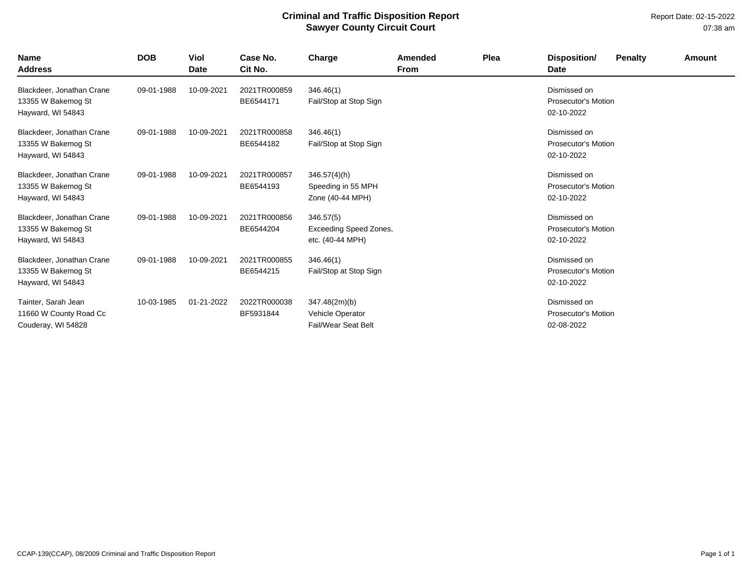# Criminal and Traffic Disposition Report
## Sawyer County Circuit Court

Report Date: 02-15-2022
07:38 am

| Name<br>Address | DOB | Viol Date | Case No.<br>Cit No. | Charge | Amended From | Plea | Disposition/<br>Date | Penalty | Amount |
|---|---|---|---|---|---|---|---|---|---|
| Blackdeer, Jonathan Crane<br>13355 W Bakemog St<br>Hayward, WI 54843 | 09-01-1988 | 10-09-2021 | 2021TR000859<br>BE6544171 | 346.46(1)<br>Fail/Stop at Stop Sign | | | Dismissed on Prosecutor's Motion<br>02-10-2022 | | |
| Blackdeer, Jonathan Crane<br>13355 W Bakemog St<br>Hayward, WI 54843 | 09-01-1988 | 10-09-2021 | 2021TR000858<br>BE6544182 | 346.46(1)<br>Fail/Stop at Stop Sign | | | Dismissed on Prosecutor's Motion<br>02-10-2022 | | |
| Blackdeer, Jonathan Crane<br>13355 W Bakemog St<br>Hayward, WI 54843 | 09-01-1988 | 10-09-2021 | 2021TR000857<br>BE6544193 | 346.57(4)(h)<br>Speeding in 55 MPH Zone (40-44 MPH) | | | Dismissed on Prosecutor's Motion<br>02-10-2022 | | |
| Blackdeer, Jonathan Crane<br>13355 W Bakemog St<br>Hayward, WI 54843 | 09-01-1988 | 10-09-2021 | 2021TR000856<br>BE6544204 | 346.57(5)<br>Exceeding Speed Zones, etc. (40-44 MPH) | | | Dismissed on Prosecutor's Motion<br>02-10-2022 | | |
| Blackdeer, Jonathan Crane<br>13355 W Bakemog St<br>Hayward, WI 54843 | 09-01-1988 | 10-09-2021 | 2021TR000855<br>BE6544215 | 346.46(1)<br>Fail/Stop at Stop Sign | | | Dismissed on Prosecutor's Motion<br>02-10-2022 | | |
| Tainter, Sarah Jean<br>11660 W County Road Cc<br>Couderay, WI 54828 | 10-03-1985 | 01-21-2022 | 2022TR000038<br>BF5931844 | 347.48(2m)(b)<br>Vehicle Operator Fail/Wear Seat Belt | | | Dismissed on Prosecutor's Motion<br>02-08-2022 | | |

CCAP-139(CCAP), 08/2009 Criminal and Traffic Disposition Report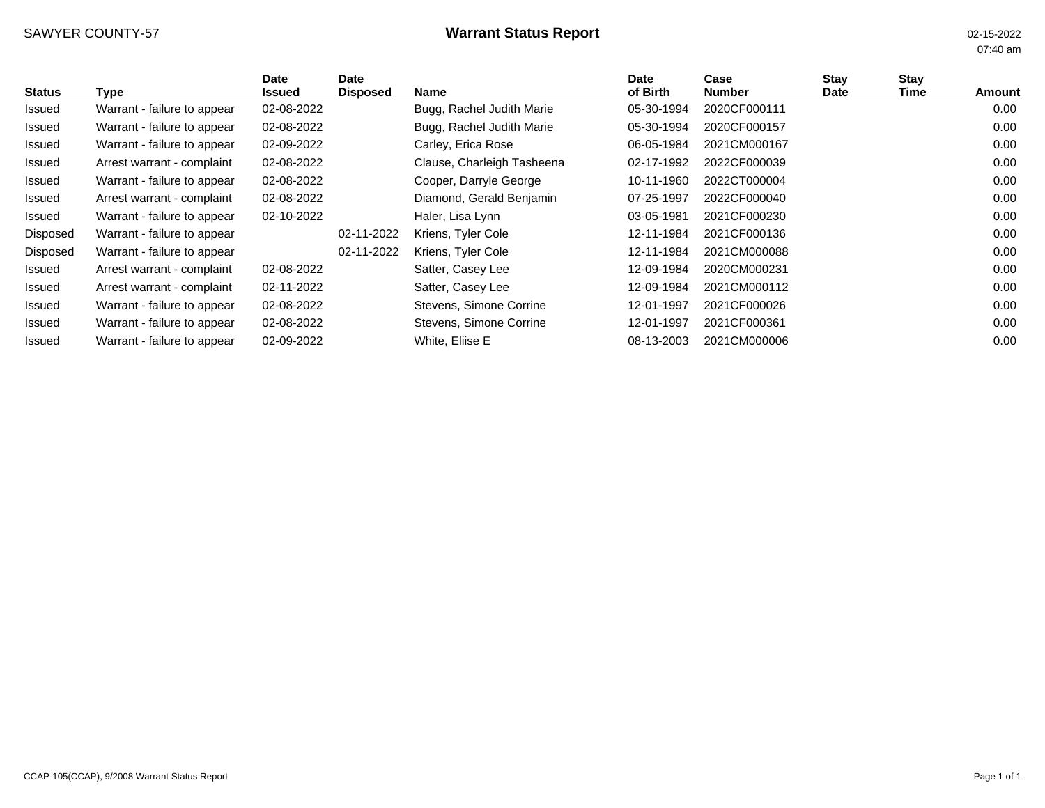SAWYER COUNTY-57

# Warrant Status Report

02-15-2022
07:40 am

| Status | Type | Date Issued | Date Disposed | Name | Date of Birth | Case Number | Stay Date | Stay Time | Amount |
|---|---|---|---|---|---|---|---|---|---|
| Issued | Warrant - failure to appear | 02-08-2022 | | Bugg, Rachel Judith Marie | 05-30-1994 | 2020CF000111 | | | 0.00 |
| Issued | Warrant - failure to appear | 02-08-2022 | | Bugg, Rachel Judith Marie | 05-30-1994 | 2020CF000157 | | | 0.00 |
| Issued | Warrant - failure to appear | 02-09-2022 | | Carley, Erica Rose | 06-05-1984 | 2021CM000167 | | | 0.00 |
| Issued | Arrest warrant - complaint | 02-08-2022 | | Clause, Charleigh Tasheena | 02-17-1992 | 2022CF000039 | | | 0.00 |
| Issued | Warrant - failure to appear | 02-08-2022 | | Cooper, Darryle George | 10-11-1960 | 2022CT000004 | | | 0.00 |
| Issued | Arrest warrant - complaint | 02-08-2022 | | Diamond, Gerald Benjamin | 07-25-1997 | 2022CF000040 | | | 0.00 |
| Issued | Warrant - failure to appear | 02-10-2022 | | Haler, Lisa Lynn | 03-05-1981 | 2021CF000230 | | | 0.00 |
| Disposed | Warrant - failure to appear | | 02-11-2022 | Kriens, Tyler Cole | 12-11-1984 | 2021CF000136 | | | 0.00 |
| Disposed | Warrant - failure to appear | | 02-11-2022 | Kriens, Tyler Cole | 12-11-1984 | 2021CM000088 | | | 0.00 |
| Issued | Arrest warrant - complaint | 02-08-2022 | | Satter, Casey Lee | 12-09-1984 | 2020CM000231 | | | 0.00 |
| Issued | Arrest warrant - complaint | 02-11-2022 | | Satter, Casey Lee | 12-09-1984 | 2021CM000112 | | | 0.00 |
| Issued | Warrant - failure to appear | 02-08-2022 | | Stevens, Simone Corrine | 12-01-1997 | 2021CF000026 | | | 0.00 |
| Issued | Warrant - failure to appear | 02-08-2022 | | Stevens, Simone Corrine | 12-01-1997 | 2021CF000361 | | | 0.00 |
| Issued | Warrant - failure to appear | 02-09-2022 | | White, Eliise E | 08-13-2003 | 2021CM000006 | | | 0.00 |

CCAP-105(CCAP), 9/2008 Warrant Status Report